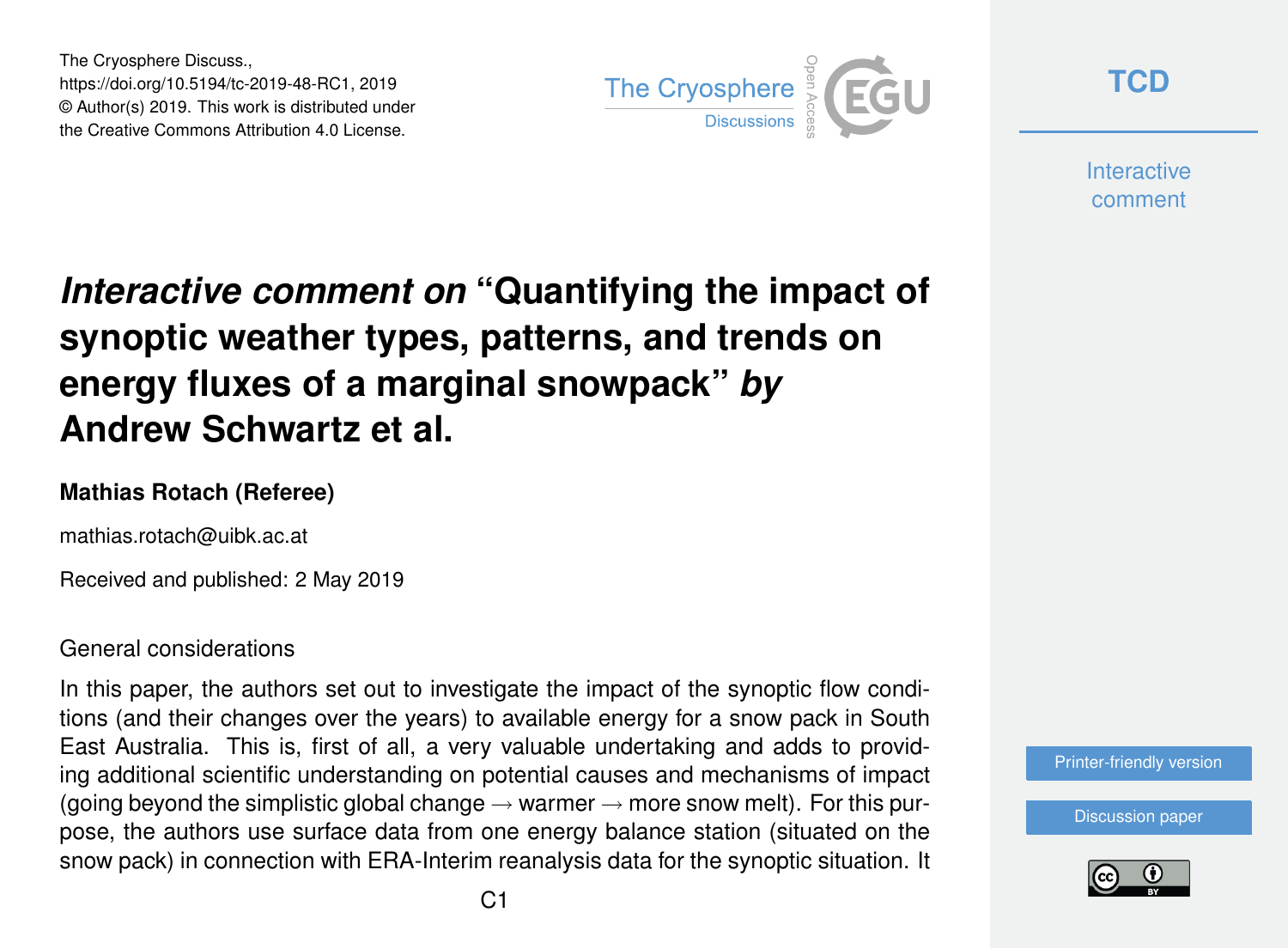The Cryosphere Discuss.,
https://doi.org/10.5194/tc-2019-48-RC1, 2019
© Author(s) 2019. This work is distributed under
the Creative Commons Attribution 4.0 License.

# *Interactive comment on* “Quantifying the impact of synoptic weather types, patterns, and trends on energy fluxes of a marginal snowpack” *by* Andrew Schwartz et al.

**Mathias Rotach (Referee)**

mathias.rotach@uibk.ac.at

Received and published: 2 May 2019

General considerations

In this paper, the authors set out to investigate the impact of the synoptic flow conditions (and their changes over the years) to available energy for a snow pack in South East Australia. This is, first of all, a very valuable undertaking and adds to providing additional scientific understanding on potential causes and mechanisms of impact (going beyond the simplistic global change → warmer → more snow melt). For this purpose, the authors use surface data from one energy balance station (situated on the snow pack) in connection with ERA-Interim reanalysis data for the synoptic situation. It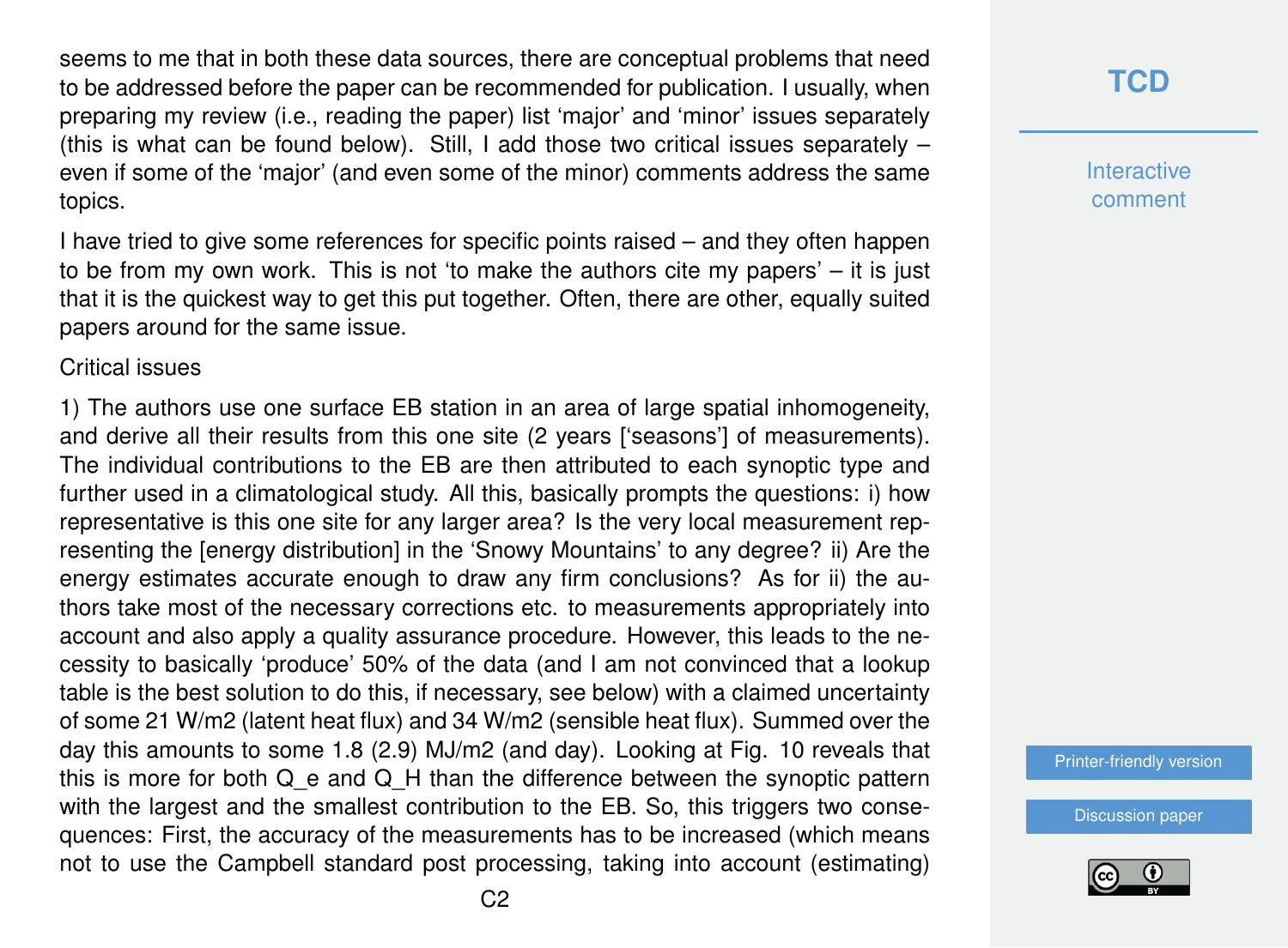seems to me that in both these data sources, there are conceptual problems that need to be addressed before the paper can be recommended for publication. I usually, when preparing my review (i.e., reading the paper) list 'major' and 'minor' issues separately (this is what can be found below). Still, I add those two critical issues separately – even if some of the 'major' (and even some of the minor) comments address the same topics.

I have tried to give some references for specific points raised – and they often happen to be from my own work. This is not 'to make the authors cite my papers' – it is just that it is the quickest way to get this put together. Often, there are other, equally suited papers around for the same issue.

Critical issues

1) The authors use one surface EB station in an area of large spatial inhomogeneity, and derive all their results from this one site (2 years ['seasons'] of measurements). The individual contributions to the EB are then attributed to each synoptic type and further used in a climatological study. All this, basically prompts the questions: i) how representative is this one site for any larger area? Is the very local measurement representing the [energy distribution] in the 'Snowy Mountains' to any degree? ii) Are the energy estimates accurate enough to draw any firm conclusions? As for ii) the authors take most of the necessary corrections etc. to measurements appropriately into account and also apply a quality assurance procedure. However, this leads to the necessity to basically 'produce' 50% of the data (and I am not convinced that a lookup table is the best solution to do this, if necessary, see below) with a claimed uncertainty of some 21 W/m2 (latent heat flux) and 34 W/m2 (sensible heat flux). Summed over the day this amounts to some 1.8 (2.9) MJ/m2 (and day). Looking at Fig. 10 reveals that this is more for both $Q_e$ and $Q_H$ than the difference between the synoptic pattern with the largest and the smallest contribution to the EB. So, this triggers two consequences: First, the accuracy of the measurements has to be increased (which means not to use the Campbell standard post processing, taking into account (estimating)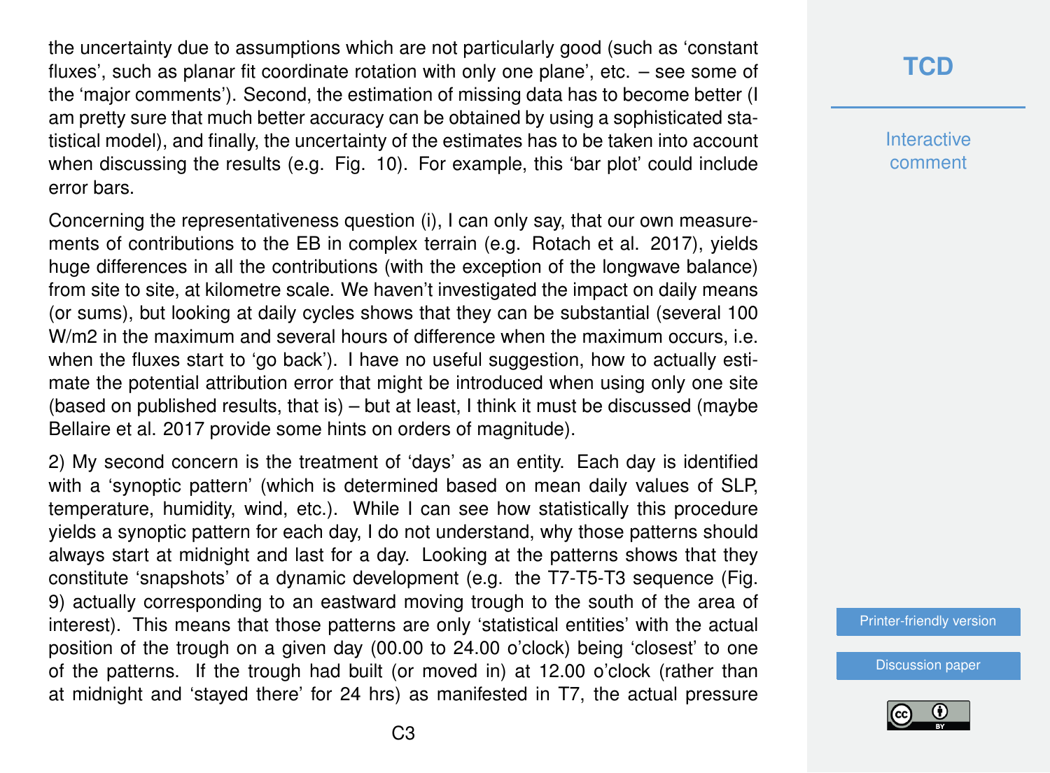the uncertainty due to assumptions which are not particularly good (such as 'constant fluxes', such as planar fit coordinate rotation with only one plane', etc. – see some of the 'major comments'). Second, the estimation of missing data has to become better (I am pretty sure that much better accuracy can be obtained by using a sophisticated statistical model), and finally, the uncertainty of the estimates has to be taken into account when discussing the results (e.g. Fig. 10). For example, this 'bar plot' could include error bars.

Concerning the representativeness question (i), I can only say, that our own measurements of contributions to the EB in complex terrain (e.g. Rotach et al. 2017), yields huge differences in all the contributions (with the exception of the longwave balance) from site to site, at kilometre scale. We haven't investigated the impact on daily means (or sums), but looking at daily cycles shows that they can be substantial (several 100 W/m2 in the maximum and several hours of difference when the maximum occurs, i.e. when the fluxes start to 'go back'). I have no useful suggestion, how to actually estimate the potential attribution error that might be introduced when using only one site (based on published results, that is) – but at least, I think it must be discussed (maybe Bellaire et al. 2017 provide some hints on orders of magnitude).

2) My second concern is the treatment of 'days' as an entity. Each day is identified with a 'synoptic pattern' (which is determined based on mean daily values of SLP, temperature, humidity, wind, etc.). While I can see how statistically this procedure yields a synoptic pattern for each day, I do not understand, why those patterns should always start at midnight and last for a day. Looking at the patterns shows that they constitute 'snapshots' of a dynamic development (e.g. the T7-T5-T3 sequence (Fig. 9) actually corresponding to an eastward moving trough to the south of the area of interest). This means that those patterns are only 'statistical entities' with the actual position of the trough on a given day (00.00 to 24.00 o'clock) being 'closest' to one of the patterns. If the trough had built (or moved in) at 12.00 o'clock (rather than at midnight and 'stayed there' for 24 hrs) as manifested in T7, the actual pressure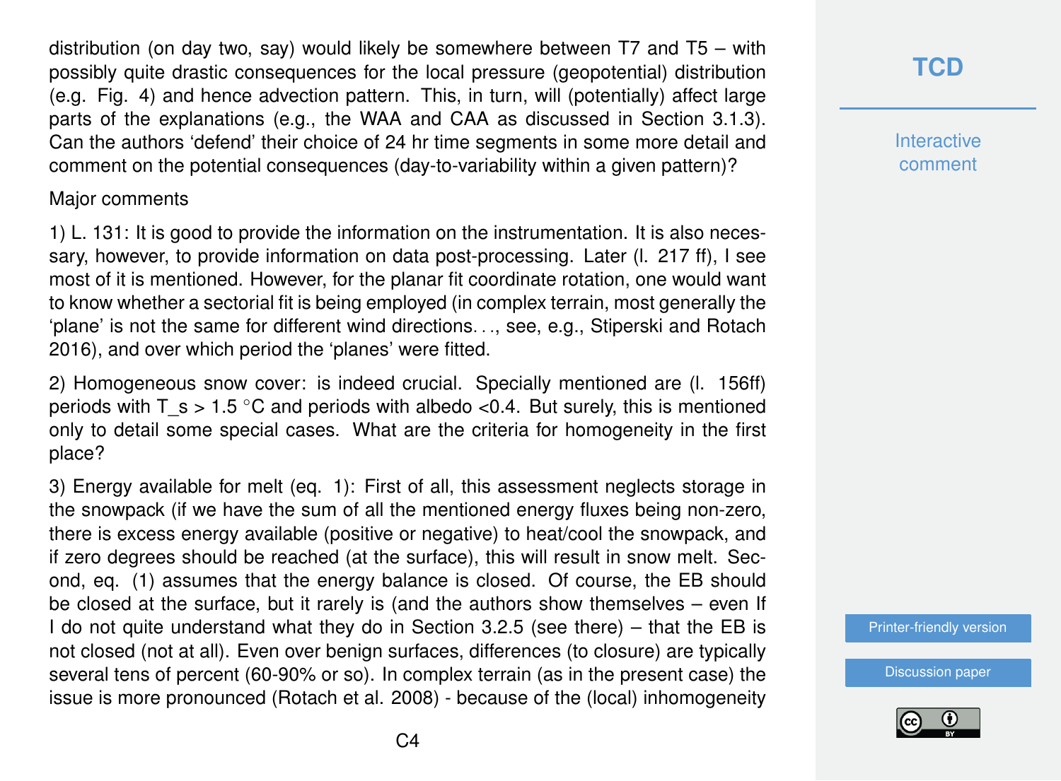distribution (on day two, say) would likely be somewhere between T7 and T5 – with possibly quite drastic consequences for the local pressure (geopotential) distribution (e.g. Fig. 4) and hence advection pattern. This, in turn, will (potentially) affect large parts of the explanations (e.g., the WAA and CAA as discussed in Section 3.1.3). Can the authors 'defend' their choice of 24 hr time segments in some more detail and comment on the potential consequences (day-to-variability within a given pattern)?

Major comments

1) L. 131: It is good to provide the information on the instrumentation. It is also necessary, however, to provide information on data post-processing. Later (l. 217 ff), I see most of it is mentioned. However, for the planar fit coordinate rotation, one would want to know whether a sectorial fit is being employed (in complex terrain, most generally the 'plane' is not the same for different wind directions. . ., see, e.g., Stiperski and Rotach 2016), and over which period the 'planes' were fitted.

2) Homogeneous snow cover: is indeed crucial. Specially mentioned are (l. 156ff) periods with $T_s > 1.5$ °C and periods with albedo <0.4. But surely, this is mentioned only to detail some special cases. What are the criteria for homogeneity in the first place?

3) Energy available for melt (eq. 1): First of all, this assessment neglects storage in the snowpack (if we have the sum of all the mentioned energy fluxes being non-zero, there is excess energy available (positive or negative) to heat/cool the snowpack, and if zero degrees should be reached (at the surface), this will result in snow melt. Second, eq. (1) assumes that the energy balance is closed. Of course, the EB should be closed at the surface, but it rarely is (and the authors show themselves – even If I do not quite understand what they do in Section 3.2.5 (see there) – that the EB is not closed (not at all). Even over benign surfaces, differences (to closure) are typically several tens of percent (60-90% or so). In complex terrain (as in the present case) the issue is more pronounced (Rotach et al. 2008) - because of the (local) inhomogeneity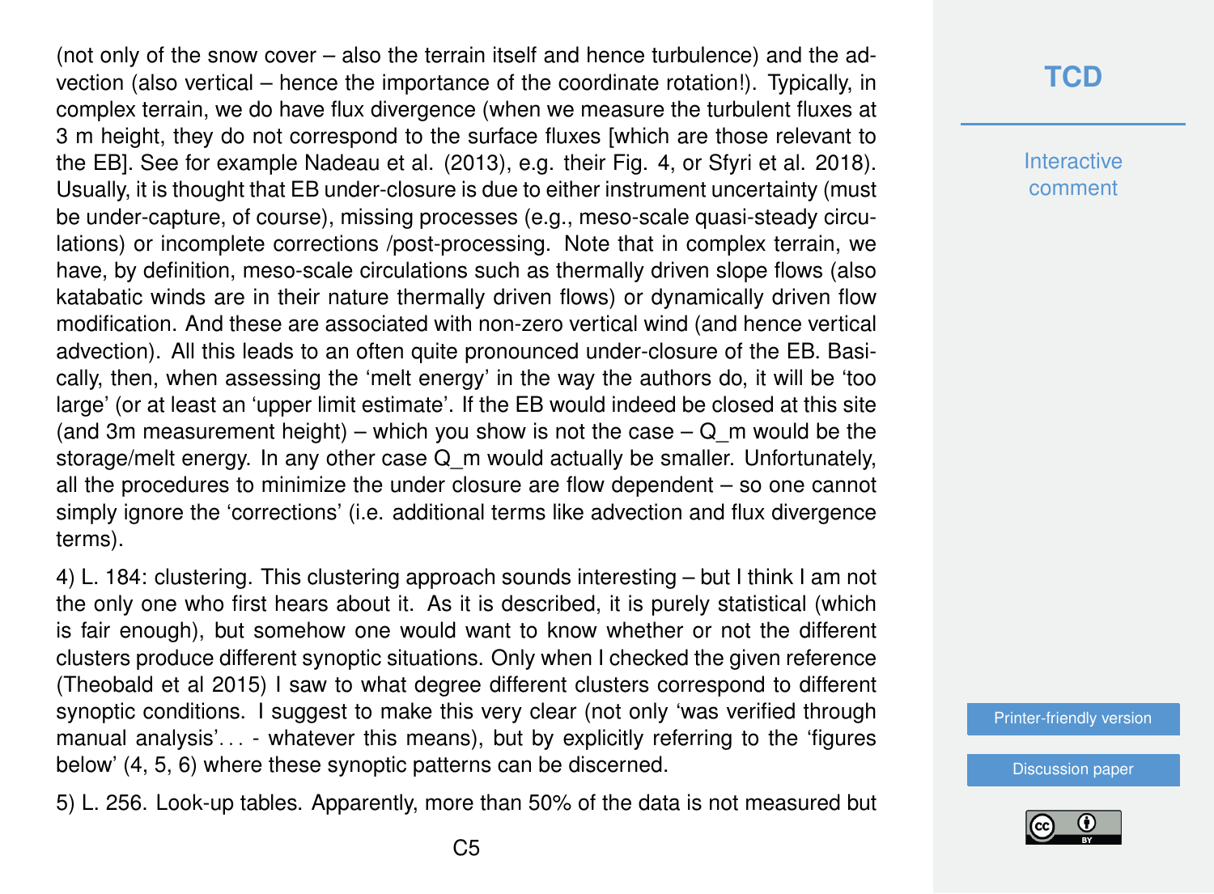(not only of the snow cover – also the terrain itself and hence turbulence) and the advection (also vertical – hence the importance of the coordinate rotation!). Typically, in complex terrain, we do have flux divergence (when we measure the turbulent fluxes at 3 m height, they do not correspond to the surface fluxes [which are those relevant to the EB]. See for example Nadeau et al. (2013), e.g. their Fig. 4, or Sfyri et al. 2018). Usually, it is thought that EB under-closure is due to either instrument uncertainty (must be under-capture, of course), missing processes (e.g., meso-scale quasi-steady circulations) or incomplete corrections /post-processing. Note that in complex terrain, we have, by definition, meso-scale circulations such as thermally driven slope flows (also katabatic winds are in their nature thermally driven flows) or dynamically driven flow modification. And these are associated with non-zero vertical wind (and hence vertical advection). All this leads to an often quite pronounced under-closure of the EB. Basically, then, when assessing the 'melt energy' in the way the authors do, it will be 'too large' (or at least an 'upper limit estimate'. If the EB would indeed be closed at this site (and 3m measurement height) – which you show is not the case – $Q_m$ would be the storage/melt energy. In any other case $Q_m$ would actually be smaller. Unfortunately, all the procedures to minimize the under closure are flow dependent – so one cannot simply ignore the 'corrections' (i.e. additional terms like advection and flux divergence terms).

4) L. 184: clustering. This clustering approach sounds interesting – but I think I am not the only one who first hears about it. As it is described, it is purely statistical (which is fair enough), but somehow one would want to know whether or not the different clusters produce different synoptic situations. Only when I checked the given reference (Theobald et al 2015) I saw to what degree different clusters correspond to different synoptic conditions. I suggest to make this very clear (not only 'was verified through manual analysis'. . . - whatever this means), but by explicitly referring to the 'figures below' (4, 5, 6) where these synoptic patterns can be discerned.

5) L. 256. Look-up tables. Apparently, more than 50% of the data is not measured but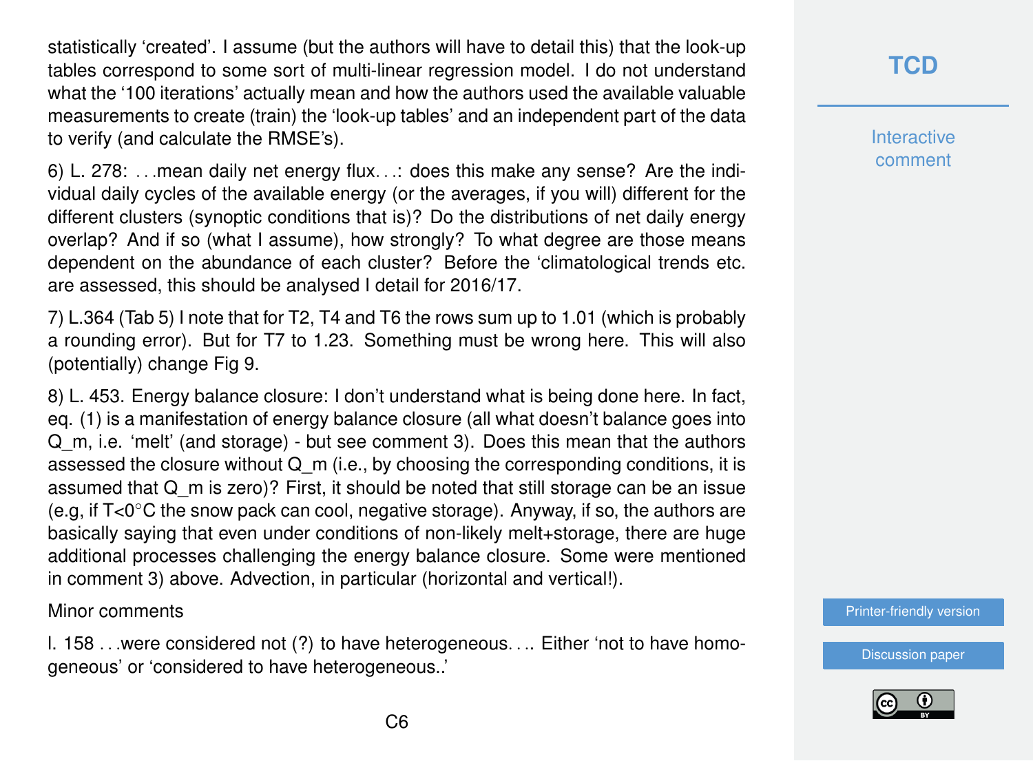statistically 'created'. I assume (but the authors will have to detail this) that the look-up tables correspond to some sort of multi-linear regression model. I do not understand what the '100 iterations' actually mean and how the authors used the available valuable measurements to create (train) the 'look-up tables' and an independent part of the data to verify (and calculate the RMSE's).

6) L. 278: ...mean daily net energy flux...: does this make any sense? Are the individual daily cycles of the available energy (or the averages, if you will) different for the different clusters (synoptic conditions that is)? Do the distributions of net daily energy overlap? And if so (what I assume), how strongly? To what degree are those means dependent on the abundance of each cluster? Before the 'climatological trends etc. are assessed, this should be analysed I detail for 2016/17.

7) L.364 (Tab 5) I note that for T2, T4 and T6 the rows sum up to 1.01 (which is probably a rounding error). But for T7 to 1.23. Something must be wrong here. This will also (potentially) change Fig 9.

8) L. 453. Energy balance closure: I don't understand what is being done here. In fact, eq. (1) is a manifestation of energy balance closure (all what doesn't balance goes into $Q_m$, i.e. 'melt' (and storage) - but see comment 3). Does this mean that the authors assessed the closure without $Q_m$ (i.e., by choosing the corresponding conditions, it is assumed that $Q_m$ is zero)? First, it should be noted that still storage can be an issue (e.g, if $T<0°C$ the snow pack can cool, negative storage). Anyway, if so, the authors are basically saying that even under conditions of non-likely melt+storage, there are huge additional processes challenging the energy balance closure. Some were mentioned in comment 3) above. Advection, in particular (horizontal and vertical!).

Minor comments

l. 158 ...were considered not (?) to have heterogeneous.... Either 'not to have homogeneous' or 'considered to have heterogeneous..'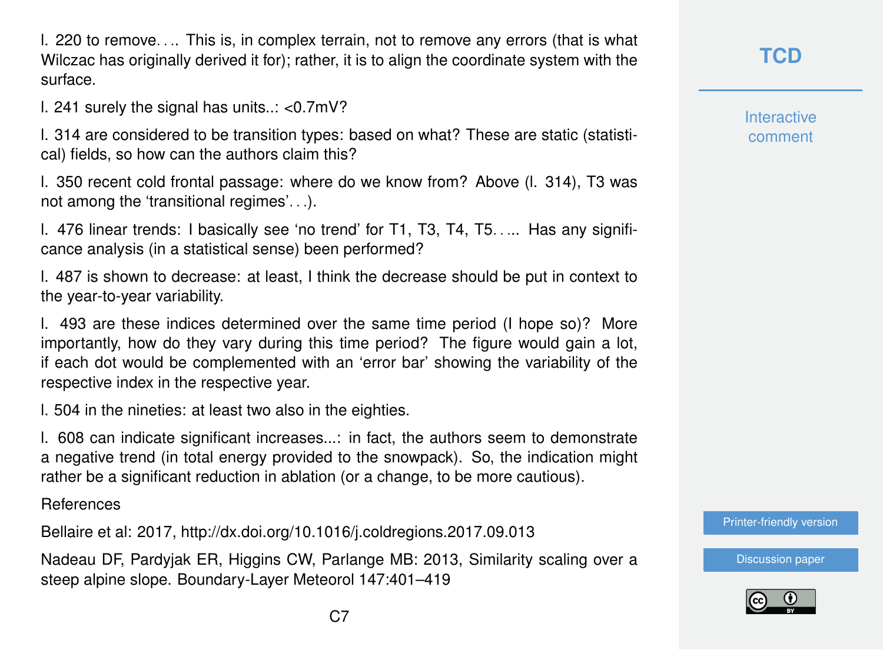l. 220 to remove.... This is, in complex terrain, not to remove any errors (that is what Wilczac has originally derived it for); rather, it is to align the coordinate system with the surface.

l. 241 surely the signal has units..: <0.7mV?

l. 314 are considered to be transition types: based on what? These are static (statistical) fields, so how can the authors claim this?

l. 350 recent cold frontal passage: where do we know from? Above (l. 314), T3 was not among the 'transitional regimes'...).

l. 476 linear trends: I basically see 'no trend' for T1, T3, T4, T5..... Has any significance analysis (in a statistical sense) been performed?

l. 487 is shown to decrease: at least, I think the decrease should be put in context to the year-to-year variability.

l. 493 are these indices determined over the same time period (I hope so)? More importantly, how do they vary during this time period? The figure would gain a lot, if each dot would be complemented with an 'error bar' showing the variability of the respective index in the respective year.

l. 504 in the nineties: at least two also in the eighties.

l. 608 can indicate significant increases...: in fact, the authors seem to demonstrate a negative trend (in total energy provided to the snowpack). So, the indication might rather be a significant reduction in ablation (or a change, to be more cautious).

References

Bellaire et al: 2017, http://dx.doi.org/10.1016/j.coldregions.2017.09.013

Nadeau DF, Pardyjak ER, Higgins CW, Parlange MB: 2013, Similarity scaling over a steep alpine slope. Boundary-Layer Meteorol 147:401–419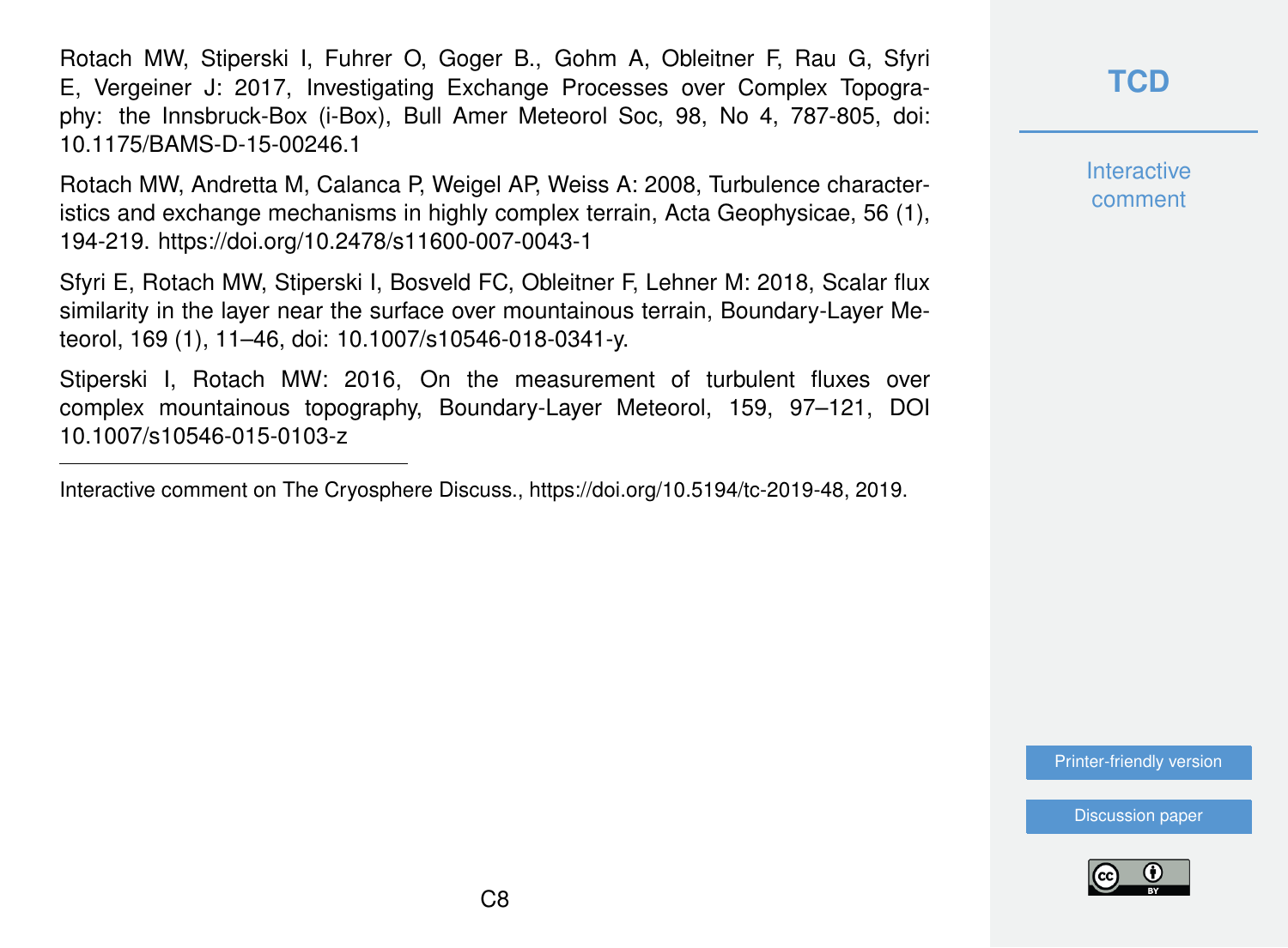Rotach MW, Stiperski I, Fuhrer O, Goger B., Gohm A, Obleitner F, Rau G, Sfyri E, Vergeiner J: 2017, Investigating Exchange Processes over Complex Topography: the Innsbruck-Box (i-Box), Bull Amer Meteorol Soc, 98, No 4, 787-805, doi: 10.1175/BAMS-D-15-00246.1

Rotach MW, Andretta M, Calanca P, Weigel AP, Weiss A: 2008, Turbulence characteristics and exchange mechanisms in highly complex terrain, Acta Geophysicae, 56 (1), 194-219. https://doi.org/10.2478/s11600-007-0043-1

Sfyri E, Rotach MW, Stiperski I, Bosveld FC, Obleitner F, Lehner M: 2018, Scalar flux similarity in the layer near the surface over mountainous terrain, Boundary-Layer Meteorol, 169 (1), 11–46, doi: 10.1007/s10546-018-0341-y.

Stiperski I, Rotach MW: 2016, On the measurement of turbulent fluxes over complex mountainous topography, Boundary-Layer Meteorol, 159, 97–121, DOI 10.1007/s10546-015-0103-z

---

Interactive comment on The Cryosphere Discuss., https://doi.org/10.5194/tc-2019-48, 2019.